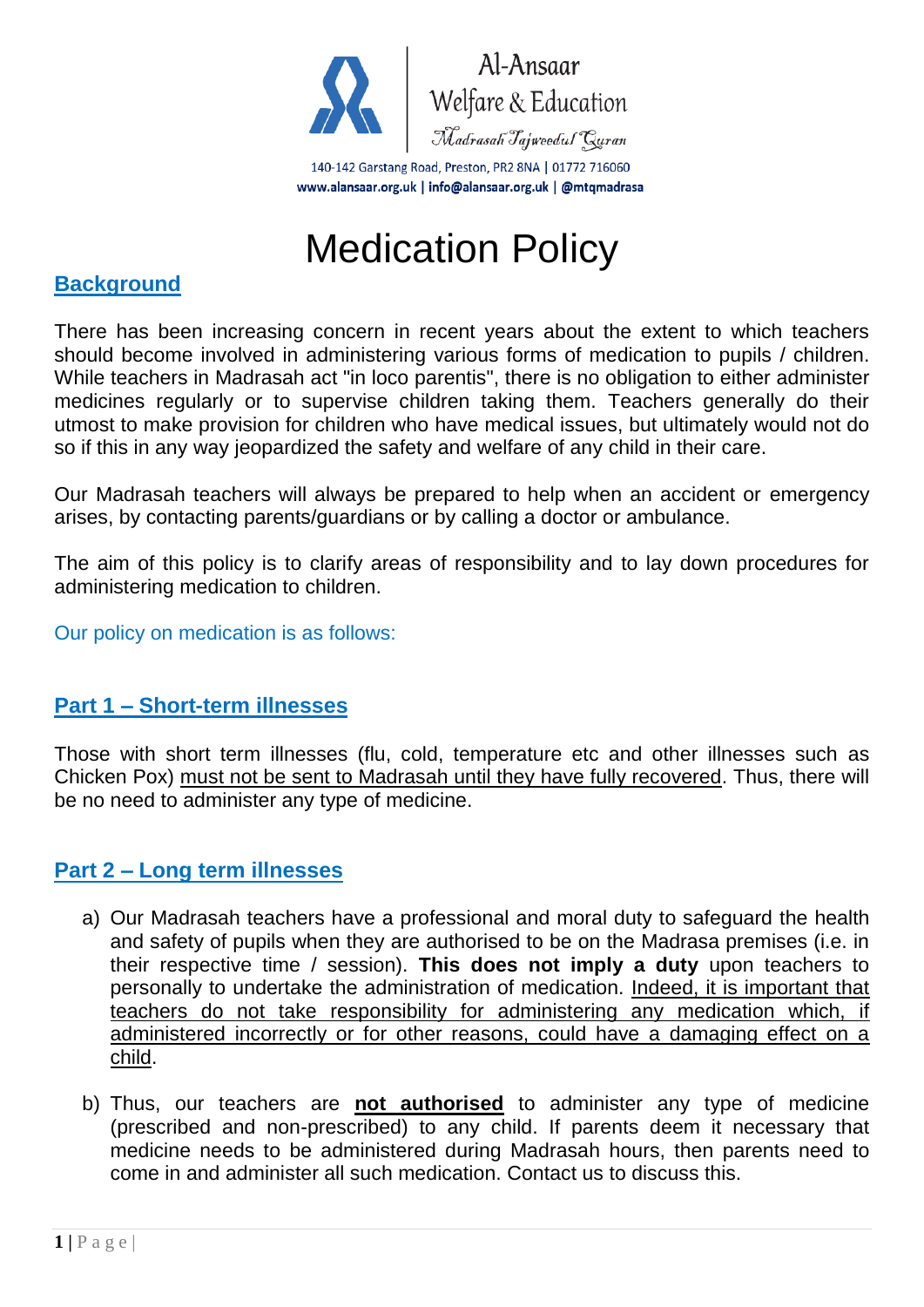Al-Ansaar
Welfare & Education
Madrasah Tajweedul Quran

140-142 Garstang Road, Preston, PR2 8NA | 01772 716060
www.alansaar.org.uk | info@alansaar.org.uk | @mtqmadrasa

# Medication Policy

## Background

There has been increasing concern in recent years about the extent to which teachers should become involved in administering various forms of medication to pupils / children. While teachers in Madrasah act "in loco parentis", there is no obligation to either administer medicines regularly or to supervise children taking them. Teachers generally do their utmost to make provision for children who have medical issues, but ultimately would not do so if this in any way jeopardized the safety and welfare of any child in their care.

Our Madrasah teachers will always be prepared to help when an accident or emergency arises, by contacting parents/guardians or by calling a doctor or ambulance.

The aim of this policy is to clarify areas of responsibility and to lay down procedures for administering medication to children.

Our policy on medication is as follows:

## Part 1 – Short-term illnesses

Those with short term illnesses (flu, cold, temperature etc and other illnesses such as Chicken Pox) must not be sent to Madrasah until they have fully recovered. Thus, there will be no need to administer any type of medicine.

## Part 2 – Long term illnesses

a) Our Madrasah teachers have a professional and moral duty to safeguard the health and safety of pupils when they are authorised to be on the Madrasa premises (i.e. in their respective time / session). **This does not imply a duty** upon teachers to personally to undertake the administration of medication. Indeed, it is important that teachers do not take responsibility for administering any medication which, if administered incorrectly or for other reasons, could have a damaging effect on a child.

b) Thus, our teachers are **not authorised** to administer any type of medicine (prescribed and non-prescribed) to any child. If parents deem it necessary that medicine needs to be administered during Madrasah hours, then parents need to come in and administer all such medication. Contact us to discuss this.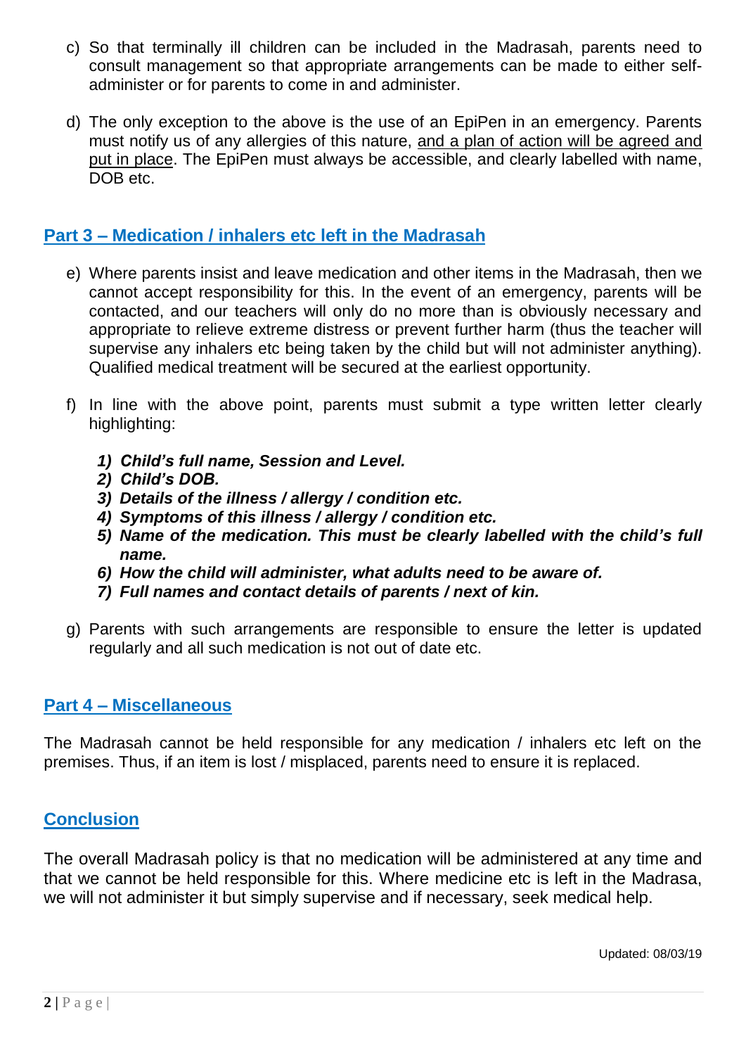c) So that terminally ill children can be included in the Madrasah, parents need to consult management so that appropriate arrangements can be made to either self-administer or for parents to come in and administer.

d) The only exception to the above is the use of an EpiPen in an emergency. Parents must notify us of any allergies of this nature, <u>and a plan of action will be agreed and put in place</u>. The EpiPen must always be accessible, and clearly labelled with name, DOB etc.

## Part 3 – Medication / inhalers etc left in the Madrasah

e) Where parents insist and leave medication and other items in the Madrasah, then we cannot accept responsibility for this. In the event of an emergency, parents will be contacted, and our teachers will only do no more than is obviously necessary and appropriate to relieve extreme distress or prevent further harm (thus the teacher will supervise any inhalers etc being taken by the child but will not administer anything). Qualified medical treatment will be secured at the earliest opportunity.

f) In line with the above point, parents must submit a type written letter clearly highlighting:

   1) ***Child's full name, Session and Level.***
   2) ***Child's DOB.***
   3) ***Details of the illness / allergy / condition etc.***
   4) ***Symptoms of this illness / allergy / condition etc.***
   5) ***Name of the medication. This must be clearly labelled with the child's full name.***
   6) ***How the child will administer, what adults need to be aware of.***
   7) ***Full names and contact details of parents / next of kin.***

g) Parents with such arrangements are responsible to ensure the letter is updated regularly and all such medication is not out of date etc.

## Part 4 – Miscellaneous

The Madrasah cannot be held responsible for any medication / inhalers etc left on the premises. Thus, if an item is lost / misplaced, parents need to ensure it is replaced.

## Conclusion

The overall Madrasah policy is that no medication will be administered at any time and that we cannot be held responsible for this. Where medicine etc is left in the Madrasa, we will not administer it but simply supervise and if necessary, seek medical help.

Updated: 08/03/19